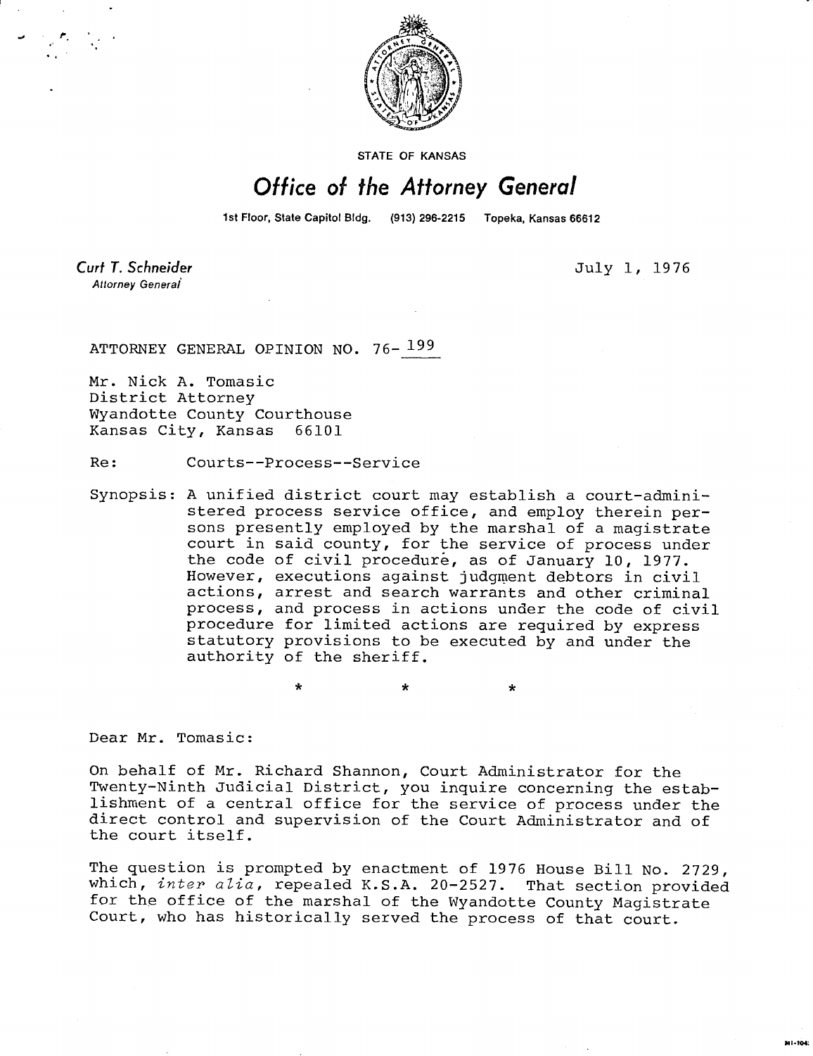STATE OF KANSAS

# Office of the Attorney General

1st Floor, State Capitol Bldg. (913) 296-2215 Topeka, Kansas 66612

**Curt T. Schneider**
Attorney General

July 1, 1976

ATTORNEY GENERAL OPINION NO. 76-199

Mr. Nick A. Tomasic
District Attorney
Wyandotte County Courthouse
Kansas City, Kansas 66101

Re: Courts--Process--Service

Synopsis: A unified district court may establish a court-administered process service office, and employ therein persons presently employed by the marshal of a magistrate court in said county, for the service of process under the code of civil procedure, as of January 10, 1977. However, executions against judgment debtors in civil actions, arrest and search warrants and other criminal process, and process in actions under the code of civil procedure for limited actions are required by express statutory provisions to be executed by and under the authority of the sheriff.

\*　　　\*　　　\*

Dear Mr. Tomasic:

On behalf of Mr. Richard Shannon, Court Administrator for the Twenty-Ninth Judicial District, you inquire concerning the establishment of a central office for the service of process under the direct control and supervision of the Court Administrator and of the court itself.

The question is prompted by enactment of 1976 House Bill No. 2729, which, *inter alia*, repealed K.S.A. 20-2527. That section provided for the office of the marshal of the Wyandotte County Magistrate Court, who has historically served the process of that court.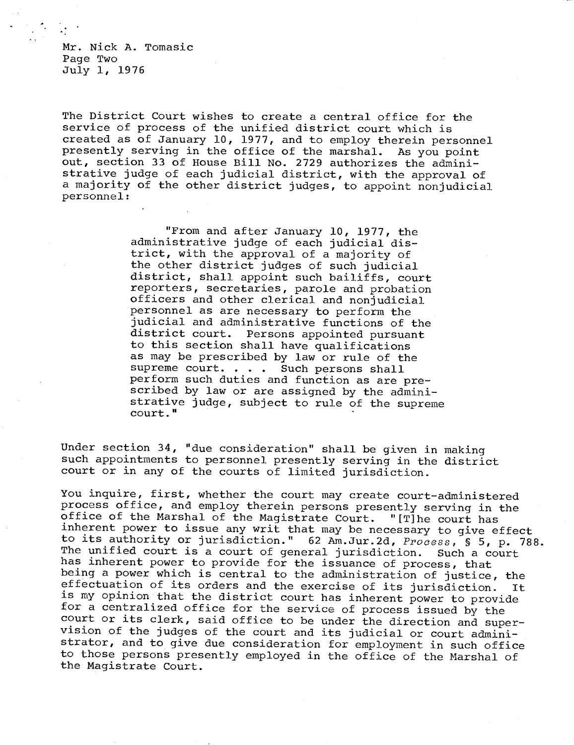The District Court wishes to create a central office for the service of process of the unified district court which is created as of January 10, 1977, and to employ therein personnel presently serving in the office of the marshal. As you point out, section 33 of House Bill No. 2729 authorizes the administrative judge of each judicial district, with the approval of a majority of the other district judges, to appoint nonjudicial personnel:

> "From and after January 10, 1977, the administrative judge of each judicial district, with the approval of a majority of the other district judges of such judicial district, shall appoint such bailiffs, court reporters, secretaries, parole and probation officers and other clerical and nonjudicial personnel as are necessary to perform the judicial and administrative functions of the district court. Persons appointed pursuant to this section shall have qualifications as may be prescribed by law or rule of the supreme court. . . . Such persons shall perform such duties and function as are prescribed by law or are assigned by the administrative judge, subject to rule of the supreme court."

Under section 34, "due consideration" shall be given in making such appointments to personnel presently serving in the district court or in any of the courts of limited jurisdiction.

You inquire, first, whether the court may create court-administered process office, and employ therein persons presently serving in the office of the Marshal of the Magistrate Court. "[T]he court has inherent power to issue any writ that may be necessary to give effect to its authority or jurisdiction." 62 Am.Jur.2d, *Process*, § 5, p. 788. The unified court is a court of general jurisdiction. Such a court has inherent power to provide for the issuance of process, that being a power which is central to the administration of justice, the effectuation of its orders and the exercise of its jurisdiction. It is my opinion that the district court has inherent power to provide for a centralized office for the service of process issued by the court or its clerk, said office to be under the direction and supervision of the judges of the court and its judicial or court administrator, and to give due consideration for employment in such office to those persons presently employed in the office of the Marshal of the Magistrate Court.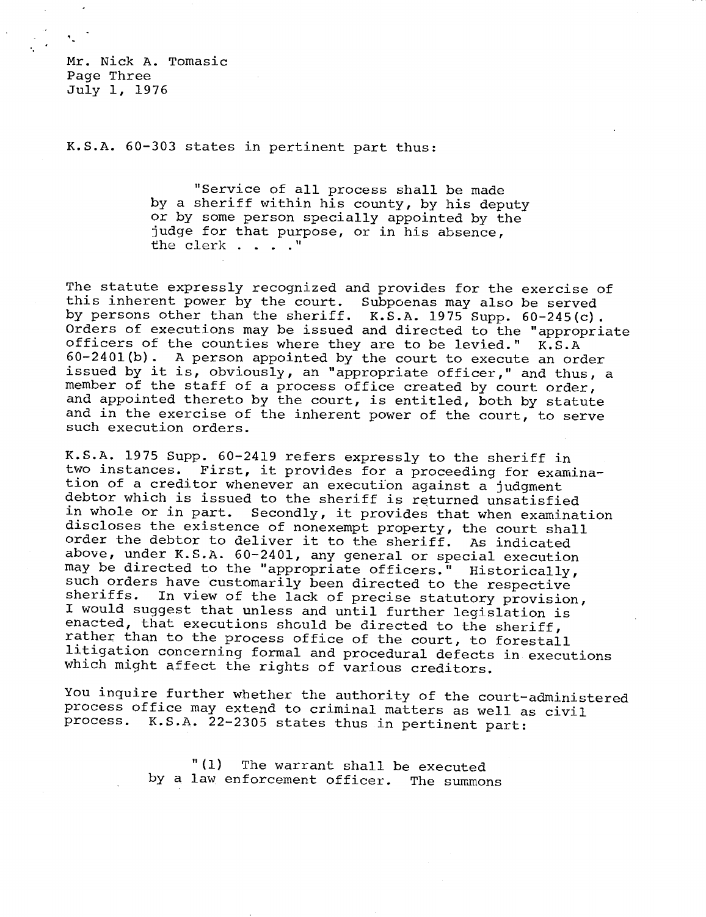K.S.A. 60-303 states in pertinent part thus:

> "Service of all process shall be made by a sheriff within his county, by his deputy or by some person specially appointed by the judge for that purpose, or in his absence, the clerk . . . ."

The statute expressly recognized and provides for the exercise of this inherent power by the court. Subpoenas may also be served by persons other than the sheriff. K.S.A. 1975 Supp. 60-245(c). Orders of executions may be issued and directed to the "appropriate officers of the counties where they are to be levied." K.S.A 60-2401(b). A person appointed by the court to execute an order issued by it is, obviously, an "appropriate officer," and thus, a member of the staff of a process office created by court order, and appointed thereto by the court, is entitled, both by statute and in the exercise of the inherent power of the court, to serve such execution orders.

K.S.A. 1975 Supp. 60-2419 refers expressly to the sheriff in two instances. First, it provides for a proceeding for examination of a creditor whenever an execution against a judgment debtor which is issued to the sheriff is returned unsatisfied in whole or in part. Secondly, it provides that when examination discloses the existence of nonexempt property, the court shall order the debtor to deliver it to the sheriff. As indicated above, under K.S.A. 60-2401, any general or special execution may be directed to the "appropriate officers." Historically, such orders have customarily been directed to the respective sheriffs. In view of the lack of precise statutory provision, I would suggest that unless and until further legislation is enacted, that executions should be directed to the sheriff, rather than to the process office of the court, to forestall litigation concerning formal and procedural defects in executions which might affect the rights of various creditors.

You inquire further whether the authority of the court-administered process office may extend to criminal matters as well as civil process. K.S.A. 22-2305 states thus in pertinent part:

> "(1) The warrant shall be executed by a law enforcement officer. The summons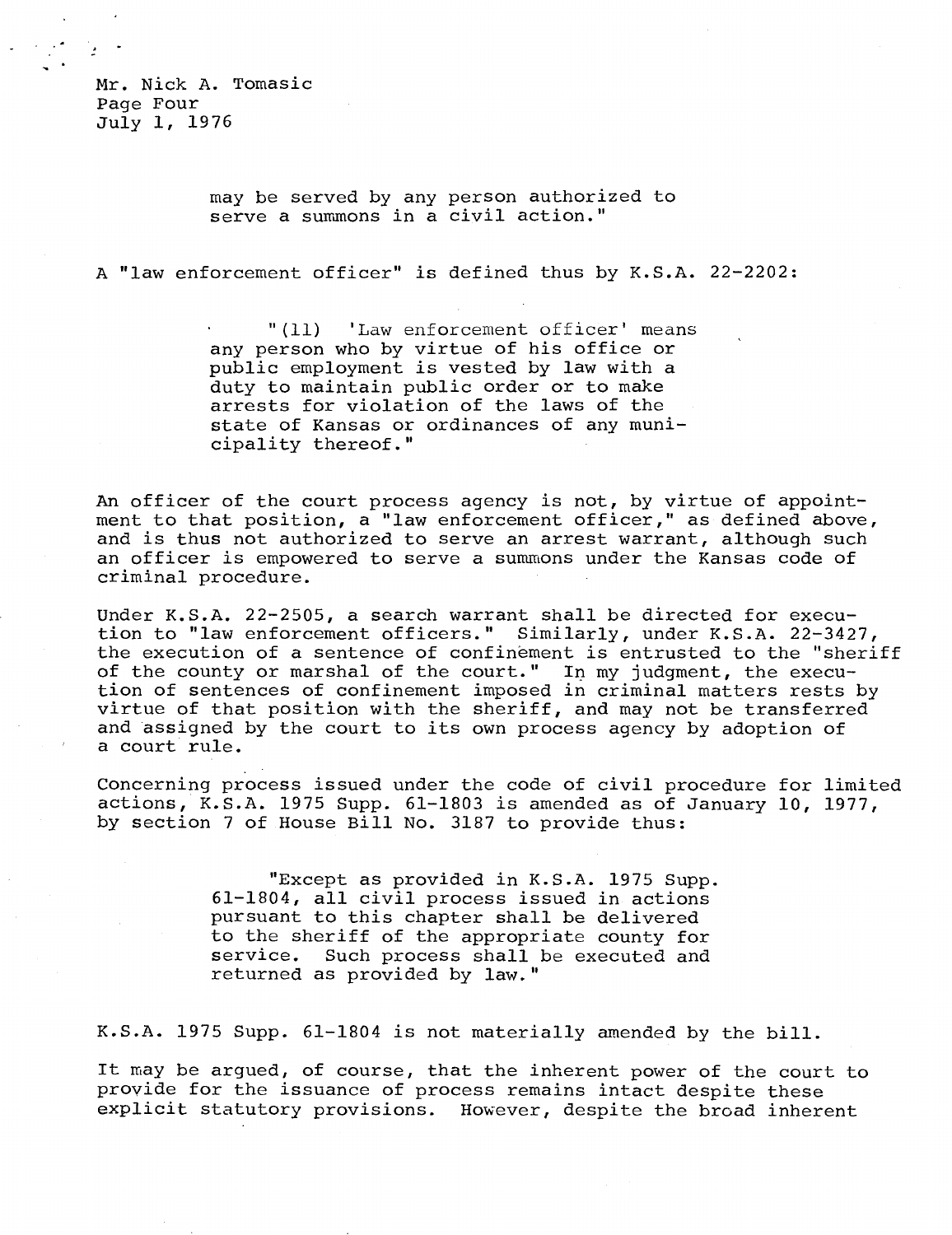may be served by any person authorized to serve a summons in a civil action."

A "law enforcement officer" is defined thus by K.S.A. 22-2202:

> "(11) 'Law enforcement officer' means any person who by virtue of his office or public employment is vested by law with a duty to maintain public order or to make arrests for violation of the laws of the state of Kansas or ordinances of any municipality thereof."

An officer of the court process agency is not, by virtue of appointment to that position, a "law enforcement officer," as defined above, and is thus not authorized to serve an arrest warrant, although such an officer is empowered to serve a summons under the Kansas code of criminal procedure.

Under K.S.A. 22-2505, a search warrant shall be directed for execution to "law enforcement officers." Similarly, under K.S.A. 22-3427, the execution of a sentence of confinement is entrusted to the "sheriff of the county or marshal of the court." In my judgment, the execution of sentences of confinement imposed in criminal matters rests by virtue of that position with the sheriff, and may not be transferred and assigned by the court to its own process agency by adoption of a court rule.

Concerning process issued under the code of civil procedure for limited actions, K.S.A. 1975 Supp. 61-1803 is amended as of January 10, 1977, by section 7 of House Bill No. 3187 to provide thus:

> "Except as provided in K.S.A. 1975 Supp. 61-1804, all civil process issued in actions pursuant to this chapter shall be delivered to the sheriff of the appropriate county for service. Such process shall be executed and returned as provided by law."

K.S.A. 1975 Supp. 61-1804 is not materially amended by the bill.

It may be argued, of course, that the inherent power of the court to provide for the issuance of process remains intact despite these explicit statutory provisions. However, despite the broad inherent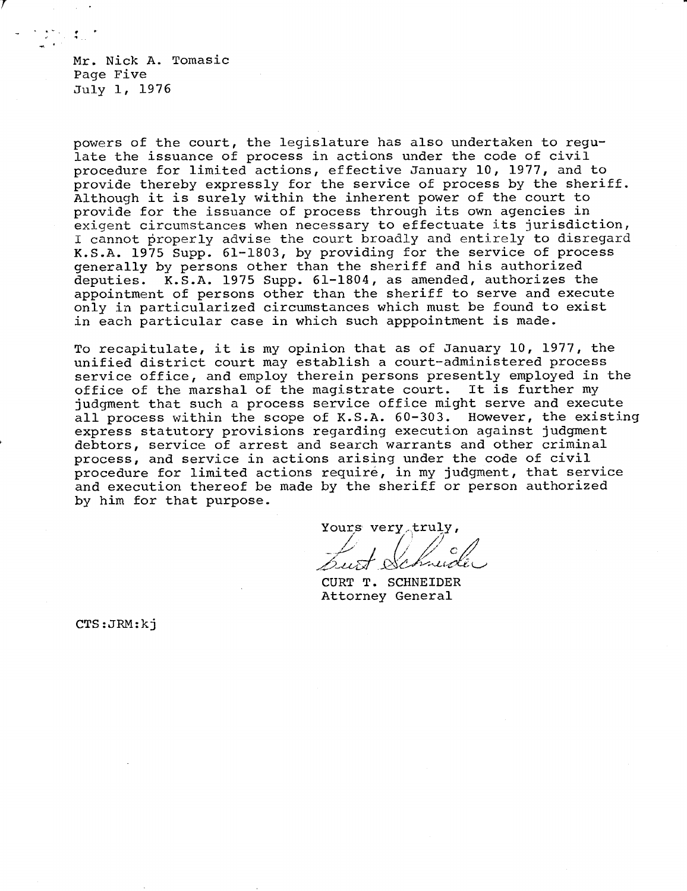powers of the court, the legislature has also undertaken to regulate the issuance of process in actions under the code of civil procedure for limited actions, effective January 10, 1977, and to provide thereby expressly for the service of process by the sheriff. Although it is surely within the inherent power of the court to provide for the issuance of process through its own agencies in exigent circumstances when necessary to effectuate its jurisdiction, I cannot properly advise the court broadly and entirely to disregard K.S.A. 1975 Supp. 61-1803, by providing for the service of process generally by persons other than the sheriff and his authorized deputies. K.S.A. 1975 Supp. 61-1804, as amended, authorizes the appointment of persons other than the sheriff to serve and execute only in particularized circumstances which must be found to exist in each particular case in which such apppointment is made.

To recapitulate, it is my opinion that as of January 10, 1977, the unified district court may establish a court-administered process service office, and employ therein persons presently employed in the office of the marshal of the magistrate court. It is further my judgment that such a process service office might serve and execute all process within the scope of K.S.A. 60-303. However, the existing express statutory provisions regarding execution against judgment debtors, service of arrest and search warrants and other criminal process, and service in actions arising under the code of civil procedure for limited actions require, in my judgment, that service and execution thereof be made by the sheriff or person authorized by him for that purpose.

Yours very truly,

CURT T. SCHNEIDER
Attorney General

CTS:JRM:kj